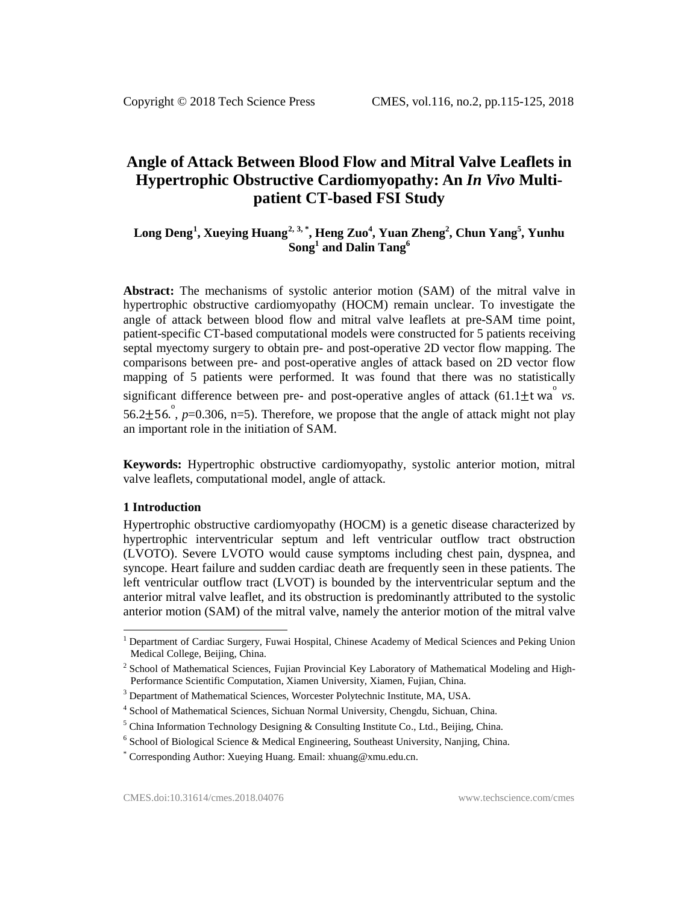# Angle of Attack Between Blood Flow and Mitral Valve Leaflets in Hypertrophic Obstructive Cardiomyopathy: An *In Vivo* Multi-patient CT-based FSI Study

**Long Deng[1], Xueying Huang[2, 3, *], Heng Zuo[4], Yuan Zheng[2], Chun Yang[5], Yunhu Song[1] and Dalin Tang[6]**

**Abstract:** The mechanisms of systolic anterior motion (SAM) of the mitral valve in hypertrophic obstructive cardiomyopathy (HOCM) remain unclear. To investigate the angle of attack between blood flow and mitral valve leaflets at pre-SAM time point, patient-specific CT-based computational models were constructed for 5 patients receiving septal myectomy surgery to obtain pre- and post-operative 2D vector flow mapping. The comparisons between pre- and post-operative angles of attack based on 2D vector flow mapping of 5 patients were performed. It was found that there was no statistically significant difference between pre- and post-operative angles of attack (61.1±t wa$^{o}$ *vs.* 56.2±56.$^{o}$, *p*=0.306, n=5). Therefore, we propose that the angle of attack might not play an important role in the initiation of SAM.

**Keywords:** Hypertrophic obstructive cardiomyopathy, systolic anterior motion, mitral valve leaflets, computational model, angle of attack.

## 1 Introduction

Hypertrophic obstructive cardiomyopathy (HOCM) is a genetic disease characterized by hypertrophic interventricular septum and left ventricular outflow tract obstruction (LVOTO). Severe LVOTO would cause symptoms including chest pain, dyspnea, and syncope. Heart failure and sudden cardiac death are frequently seen in these patients. The left ventricular outflow tract (LVOT) is bounded by the interventricular septum and the anterior mitral valve leaflet, and its obstruction is predominantly attributed to the systolic anterior motion (SAM) of the mitral valve, namely the anterior motion of the mitral valve

---

[1] Department of Cardiac Surgery, Fuwai Hospital, Chinese Academy of Medical Sciences and Peking Union Medical College, Beijing, China.

[2] School of Mathematical Sciences, Fujian Provincial Key Laboratory of Mathematical Modeling and High-Performance Scientific Computation, Xiamen University, Xiamen, Fujian, China.

[3] Department of Mathematical Sciences, Worcester Polytechnic Institute, MA, USA.

[4] School of Mathematical Sciences, Sichuan Normal University, Chengdu, Sichuan, China.

[5] China Information Technology Designing & Consulting Institute Co., Ltd., Beijing, China.

[6] School of Biological Science & Medical Engineering, Southeast University, Nanjing, China.

[*] Corresponding Author: Xueying Huang. Email: xhuang@xmu.edu.cn.

CMES.doi:10.31614/cmes.2018.04076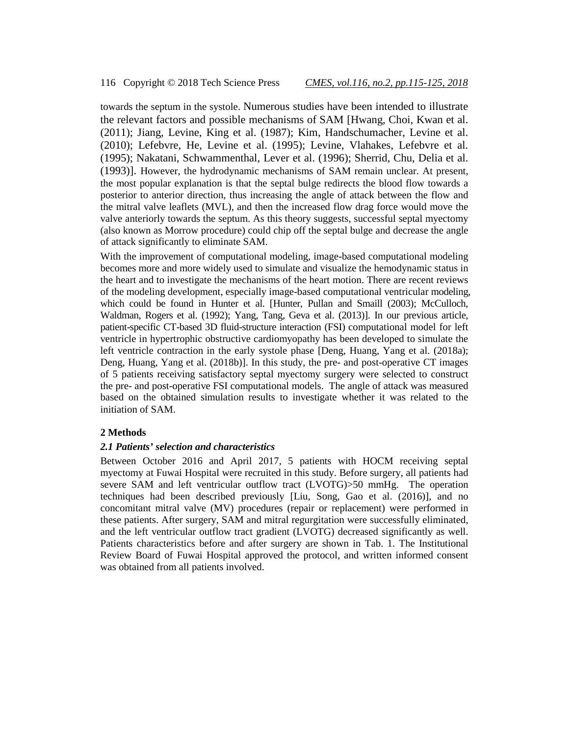towards the septum in the systole. Numerous studies have been intended to illustrate the relevant factors and possible mechanisms of SAM [Hwang, Choi, Kwan et al. (2011); Jiang, Levine, King et al. (1987); Kim, Handschumacher, Levine et al. (2010); Lefebvre, He, Levine et al. (1995); Levine, Vlahakes, Lefebvre et al. (1995); Nakatani, Schwammenthal, Lever et al. (1996); Sherrid, Chu, Delia et al. (1993)]. However, the hydrodynamic mechanisms of SAM remain unclear. At present, the most popular explanation is that the septal bulge redirects the blood flow towards a posterior to anterior direction, thus increasing the angle of attack between the flow and the mitral valve leaflets (MVL), and then the increased flow drag force would move the valve anteriorly towards the septum. As this theory suggests, successful septal myectomy (also known as Morrow procedure) could chip off the septal bulge and decrease the angle of attack significantly to eliminate SAM.

With the improvement of computational modeling, image-based computational modeling becomes more and more widely used to simulate and visualize the hemodynamic status in the heart and to investigate the mechanisms of the heart motion. There are recent reviews of the modeling development, especially image-based computational ventricular modeling, which could be found in Hunter et al. [Hunter, Pullan and Smaill (2003); McCulloch, Waldman, Rogers et al. (1992); Yang, Tang, Geva et al. (2013)]. In our previous article, patient-specific CT-based 3D fluid-structure interaction (FSI) computational model for left ventricle in hypertrophic obstructive cardiomyopathy has been developed to simulate the left ventricle contraction in the early systole phase [Deng, Huang, Yang et al. (2018a); Deng, Huang, Yang et al. (2018b)]. In this study, the pre- and post-operative CT images of 5 patients receiving satisfactory septal myectomy surgery were selected to construct the pre- and post-operative FSI computational models. The angle of attack was measured based on the obtained simulation results to investigate whether it was related to the initiation of SAM.

## 2 Methods

### *2.1 Patients' selection and characteristics*

Between October 2016 and April 2017, 5 patients with HOCM receiving septal myectomy at Fuwai Hospital were recruited in this study. Before surgery, all patients had severe SAM and left ventricular outflow tract (LVOTG)>50 mmHg. The operation techniques had been described previously [Liu, Song, Gao et al. (2016)], and no concomitant mitral valve (MV) procedures (repair or replacement) were performed in these patients. After surgery, SAM and mitral regurgitation were successfully eliminated, and the left ventricular outflow tract gradient (LVOTG) decreased significantly as well. Patients characteristics before and after surgery are shown in Tab. 1. The Institutional Review Board of Fuwai Hospital approved the protocol, and written informed consent was obtained from all patients involved.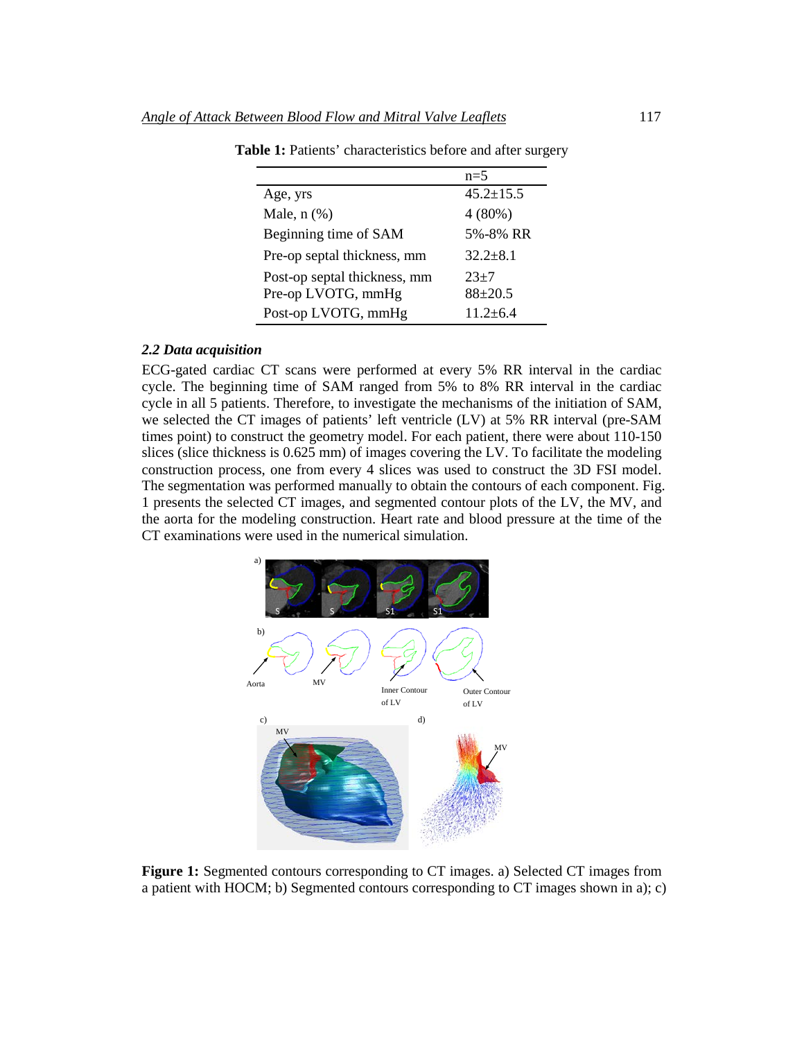**Table 1:** Patients' characteristics before and after surgery

| | n=5 |
|---|---|
| Age, yrs | 45.2±15.5 |
| Male, n (%) | 4 (80%) |
| Beginning time of SAM | 5%-8% RR |
| Pre-op septal thickness, mm | 32.2±8.1 |
| Post-op septal thickness, mm | 23±7 |
| Pre-op LVOTG, mmHg | 88±20.5 |
| Post-op LVOTG, mmHg | 11.2±6.4 |

### *2.2 Data acquisition*

ECG-gated cardiac CT scans were performed at every 5% RR interval in the cardiac cycle. The beginning time of SAM ranged from 5% to 8% RR interval in the cardiac cycle in all 5 patients. Therefore, to investigate the mechanisms of the initiation of SAM, we selected the CT images of patients' left ventricle (LV) at 5% RR interval (pre-SAM times point) to construct the geometry model. For each patient, there were about 110-150 slices (slice thickness is 0.625 mm) of images covering the LV. To facilitate the modeling construction process, one from every 4 slices was used to construct the 3D FSI model. The segmentation was performed manually to obtain the contours of each component. Fig. 1 presents the selected CT images, and segmented contour plots of the LV, the MV, and the aorta for the modeling construction. Heart rate and blood pressure at the time of the CT examinations were used in the numerical simulation.

**Figure 1:** Segmented contours corresponding to CT images. a) Selected CT images from a patient with HOCM; b) Segmented contours corresponding to CT images shown in a); c)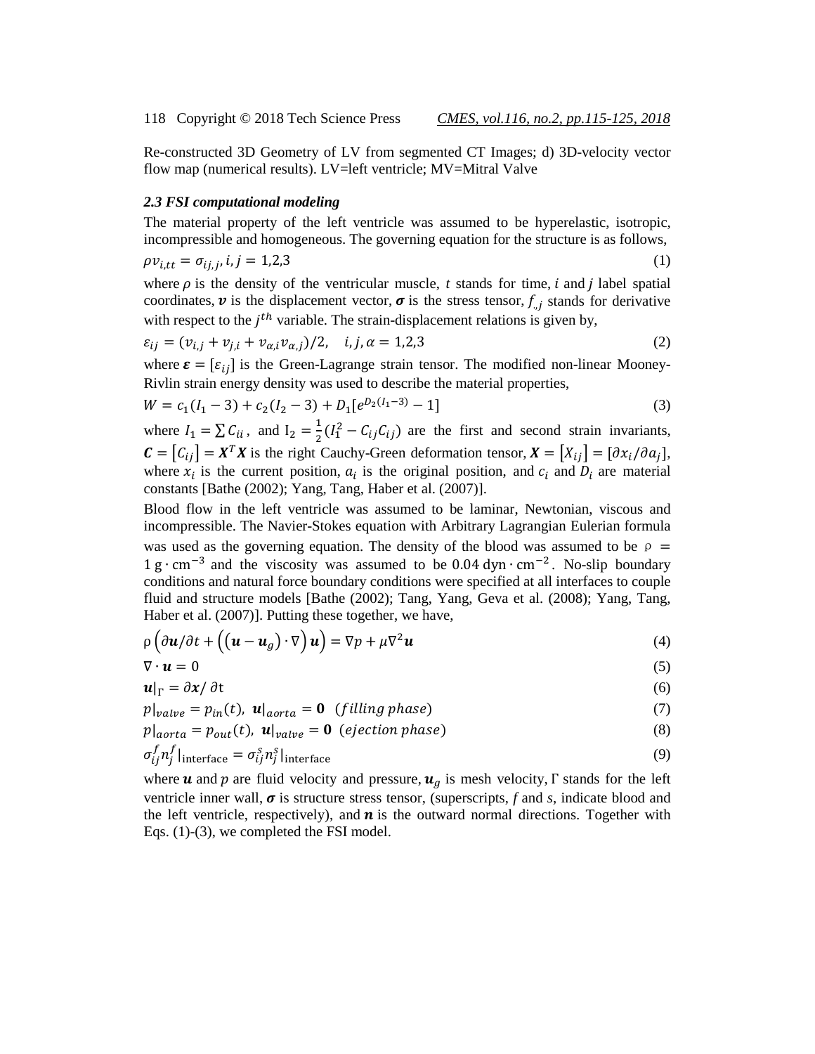Re-constructed 3D Geometry of LV from segmented CT Images; d) 3D-velocity vector flow map (numerical results). LV=left ventricle; MV=Mitral Valve

### *2.3 FSI computational modeling*

The material property of the left ventricle was assumed to be hyperelastic, isotropic, incompressible and homogeneous. The governing equation for the structure is as follows,

$$\rho v_{i,tt} = \sigma_{ij,j}, i, j = 1,2,3 \tag{1}$$

where $\rho$ is the density of the ventricular muscle, $t$ stands for time, $i$ and $j$ label spatial coordinates, $\boldsymbol{v}$ is the displacement vector, $\boldsymbol{\sigma}$ is the stress tensor, $f_{,j}$ stands for derivative with respect to the $j^{th}$ variable. The strain-displacement relations is given by,

$$\varepsilon_{ij} = (v_{i,j} + v_{j,i} + v_{\alpha,i} v_{\alpha,j})/2, \quad i, j, \alpha = 1,2,3 \tag{2}$$

where $\boldsymbol{\varepsilon} = [\varepsilon_{ij}]$ is the Green-Lagrange strain tensor. The modified non-linear Mooney-Rivlin strain energy density was used to describe the material properties,

$$W = c_1(I_1 - 3) + c_2(I_2 - 3) + D_1[e^{D_2(I_1-3)} - 1] \tag{3}$$

where $I_1 = \sum C_{ii}$, and $I_2 = \frac{1}{2}(I_1^2 - C_{ij}C_{ij})$ are the first and second strain invariants, $\boldsymbol{C} = [C_{ij}] = \boldsymbol{X}^T\boldsymbol{X}$ is the right Cauchy-Green deformation tensor, $\boldsymbol{X} = [X_{ij}] = [\partial x_i/\partial a_j]$, where $x_i$ is the current position, $a_i$ is the original position, and $c_i$ and $D_i$ are material constants [Bathe (2002); Yang, Tang, Haber et al. (2007)].

Blood flow in the left ventricle was assumed to be laminar, Newtonian, viscous and incompressible. The Navier-Stokes equation with Arbitrary Lagrangian Eulerian formula was used as the governing equation. The density of the blood was assumed to be $\rho = 1\,\text{g}\cdot\text{cm}^{-3}$ and the viscosity was assumed to be $0.04\,\text{dyn}\cdot\text{cm}^{-2}$. No-slip boundary conditions and natural force boundary conditions were specified at all interfaces to couple fluid and structure models [Bathe (2002); Tang, Yang, Geva et al. (2008); Yang, Tang, Haber et al. (2007)]. Putting these together, we have,

$$\rho\left(\partial \boldsymbol{u}/\partial t + \left((\boldsymbol{u} - \boldsymbol{u}_g)\cdot\nabla\right)\boldsymbol{u}\right) = \nabla p + \mu\nabla^2\boldsymbol{u} \tag{4}$$

$$\nabla\cdot\boldsymbol{u} = 0 \tag{5}$$

$$\boldsymbol{u}|_\Gamma = \partial\boldsymbol{x}/\partial \text{t} \tag{6}$$

$$p|_{valve} = p_{in}(t),\ \boldsymbol{u}|_{aorta} = \boldsymbol{0} \quad (filling\ phase) \tag{7}$$

$$p|_{aorta} = p_{out}(t),\ \boldsymbol{u}|_{valve} = \boldsymbol{0} \quad (ejection\ phase) \tag{8}$$

$$\sigma_{ij}^f n_j^f|_{\text{interface}} = \sigma_{ij}^s n_j^s|_{\text{interface}} \tag{9}$$

where $\boldsymbol{u}$ and $p$ are fluid velocity and pressure, $\boldsymbol{u}_g$ is mesh velocity, $\Gamma$ stands for the left ventricle inner wall, $\boldsymbol{\sigma}$ is structure stress tensor, (superscripts, *f* and *s*, indicate blood and the left ventricle, respectively), and $\boldsymbol{n}$ is the outward normal directions. Together with Eqs. (1)-(3), we completed the FSI model.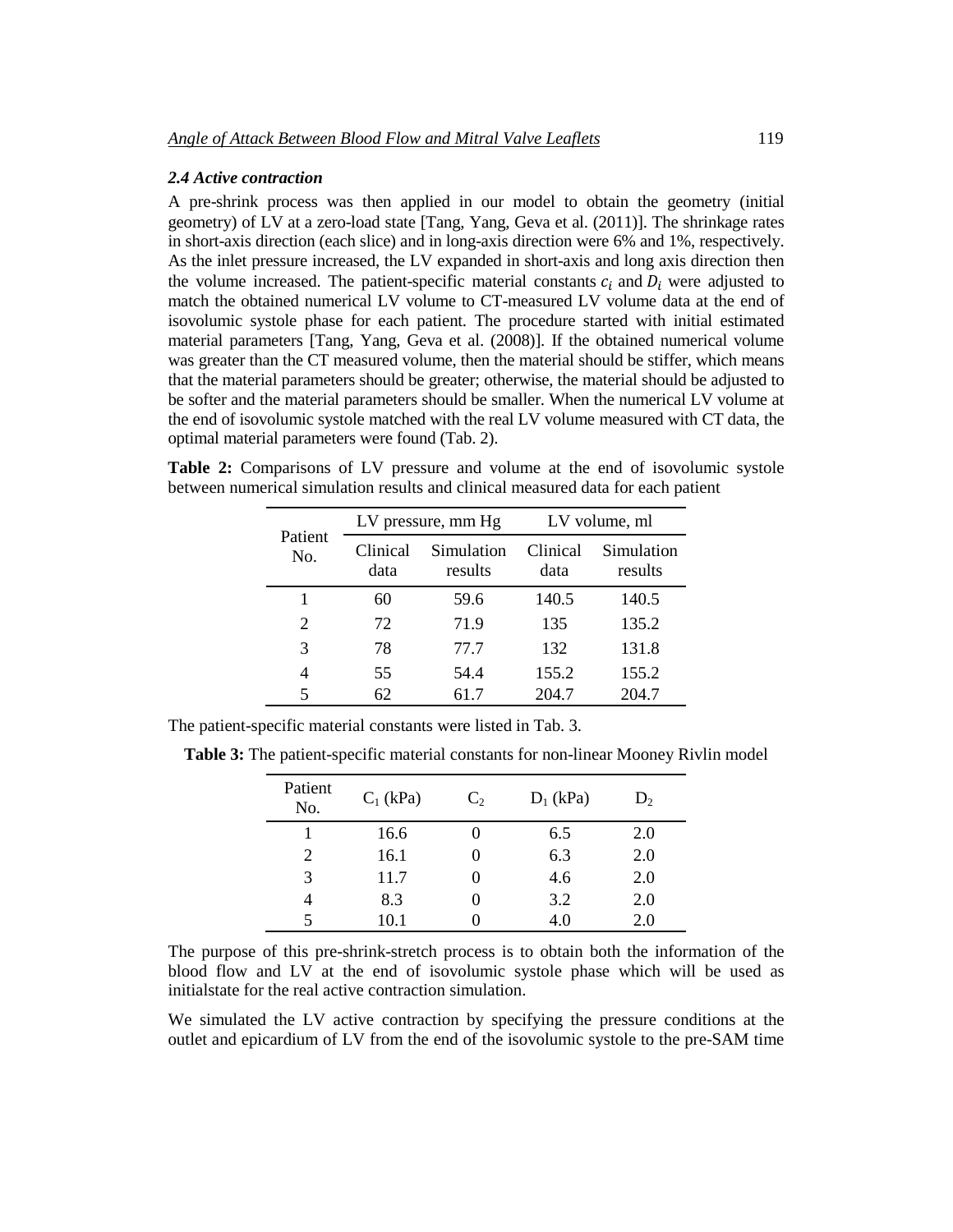### *2.4 Active contraction*

A pre-shrink process was then applied in our model to obtain the geometry (initial geometry) of LV at a zero-load state [Tang, Yang, Geva et al. (2011)]. The shrinkage rates in short-axis direction (each slice) and in long-axis direction were 6% and 1%, respectively. As the inlet pressure increased, the LV expanded in short-axis and long axis direction then the volume increased. The patient-specific material constants $c_i$ and $D_i$ were adjusted to match the obtained numerical LV volume to CT-measured LV volume data at the end of isovolumic systole phase for each patient. The procedure started with initial estimated material parameters [Tang, Yang, Geva et al. (2008)]. If the obtained numerical volume was greater than the CT measured volume, then the material should be stiffer, which means that the material parameters should be greater; otherwise, the material should be adjusted to be softer and the material parameters should be smaller. When the numerical LV volume at the end of isovolumic systole matched with the real LV volume measured with CT data, the optimal material parameters were found (Tab. 2).

**Table 2:** Comparisons of LV pressure and volume at the end of isovolumic systole between numerical simulation results and clinical measured data for each patient

| Patient No. | LV pressure, mm Hg | | LV volume, ml | |
|---|---|---|---|---|
| | Clinical data | Simulation results | Clinical data | Simulation results |
| 1 | 60 | 59.6 | 140.5 | 140.5 |
| 2 | 72 | 71.9 | 135 | 135.2 |
| 3 | 78 | 77.7 | 132 | 131.8 |
| 4 | 55 | 54.4 | 155.2 | 155.2 |
| 5 | 62 | 61.7 | 204.7 | 204.7 |

The patient-specific material constants were listed in Tab. 3.

**Table 3:** The patient-specific material constants for non-linear Mooney Rivlin model

| Patient No. | $C_1$ (kPa) | $C_2$ | $D_1$ (kPa) | $D_2$ |
|---|---|---|---|---|
| 1 | 16.6 | 0 | 6.5 | 2.0 |
| 2 | 16.1 | 0 | 6.3 | 2.0 |
| 3 | 11.7 | 0 | 4.6 | 2.0 |
| 4 | 8.3 | 0 | 3.2 | 2.0 |
| 5 | 10.1 | 0 | 4.0 | 2.0 |

The purpose of this pre-shrink-stretch process is to obtain both the information of the blood flow and LV at the end of isovolumic systole phase which will be used as initialstate for the real active contraction simulation.

We simulated the LV active contraction by specifying the pressure conditions at the outlet and epicardium of LV from the end of the isovolumic systole to the pre-SAM time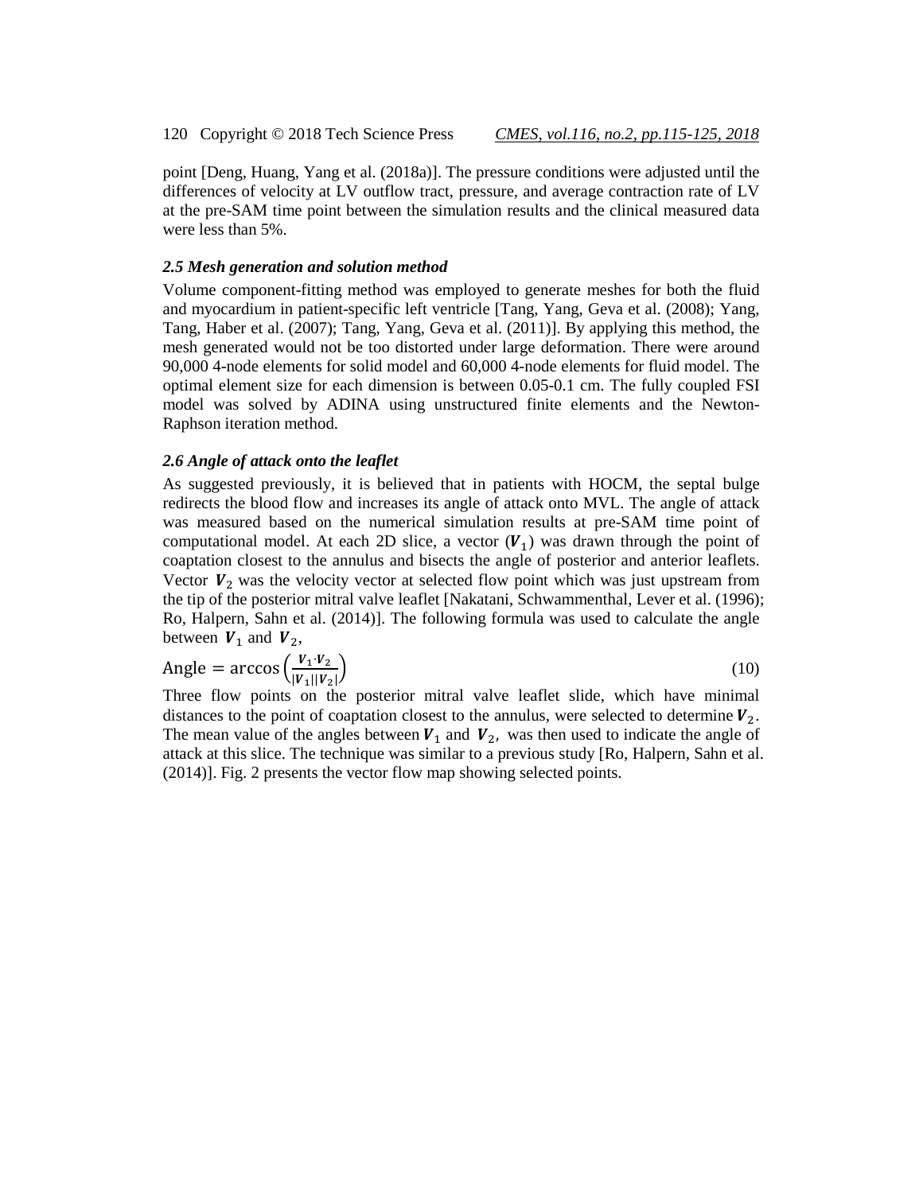point [Deng, Huang, Yang et al. (2018a)]. The pressure conditions were adjusted until the differences of velocity at LV outflow tract, pressure, and average contraction rate of LV at the pre-SAM time point between the simulation results and the clinical measured data were less than 5%.

### *2.5 Mesh generation and solution method*

Volume component-fitting method was employed to generate meshes for both the fluid and myocardium in patient-specific left ventricle [Tang, Yang, Geva et al. (2008); Yang, Tang, Haber et al. (2007); Tang, Yang, Geva et al. (2011)]. By applying this method, the mesh generated would not be too distorted under large deformation. There were around 90,000 4-node elements for solid model and 60,000 4-node elements for fluid model. The optimal element size for each dimension is between 0.05-0.1 cm. The fully coupled FSI model was solved by ADINA using unstructured finite elements and the Newton-Raphson iteration method.

### *2.6 Angle of attack onto the leaflet*

As suggested previously, it is believed that in patients with HOCM, the septal bulge redirects the blood flow and increases its angle of attack onto MVL. The angle of attack was measured based on the numerical simulation results at pre-SAM time point of computational model. At each 2D slice, a vector ($\boldsymbol{V}_1$) was drawn through the point of coaptation closest to the annulus and bisects the angle of posterior and anterior leaflets. Vector $\boldsymbol{V}_2$ was the velocity vector at selected flow point which was just upstream from the tip of the posterior mitral valve leaflet [Nakatani, Schwammenthal, Lever et al. (1996); Ro, Halpern, Sahn et al. (2014)]. The following formula was used to calculate the angle between $\boldsymbol{V}_1$ and $\boldsymbol{V}_2$,

$$\text{Angle} = \arccos\left(\frac{\boldsymbol{V}_1 \cdot \boldsymbol{V}_2}{|\boldsymbol{V}_1||\boldsymbol{V}_2|}\right) \tag{10}$$

Three flow points on the posterior mitral valve leaflet slide, which have minimal distances to the point of coaptation closest to the annulus, were selected to determine $\boldsymbol{V}_2$. The mean value of the angles between $\boldsymbol{V}_1$ and $\boldsymbol{V}_2$, was then used to indicate the angle of attack at this slice. The technique was similar to a previous study [Ro, Halpern, Sahn et al. (2014)]. Fig. 2 presents the vector flow map showing selected points.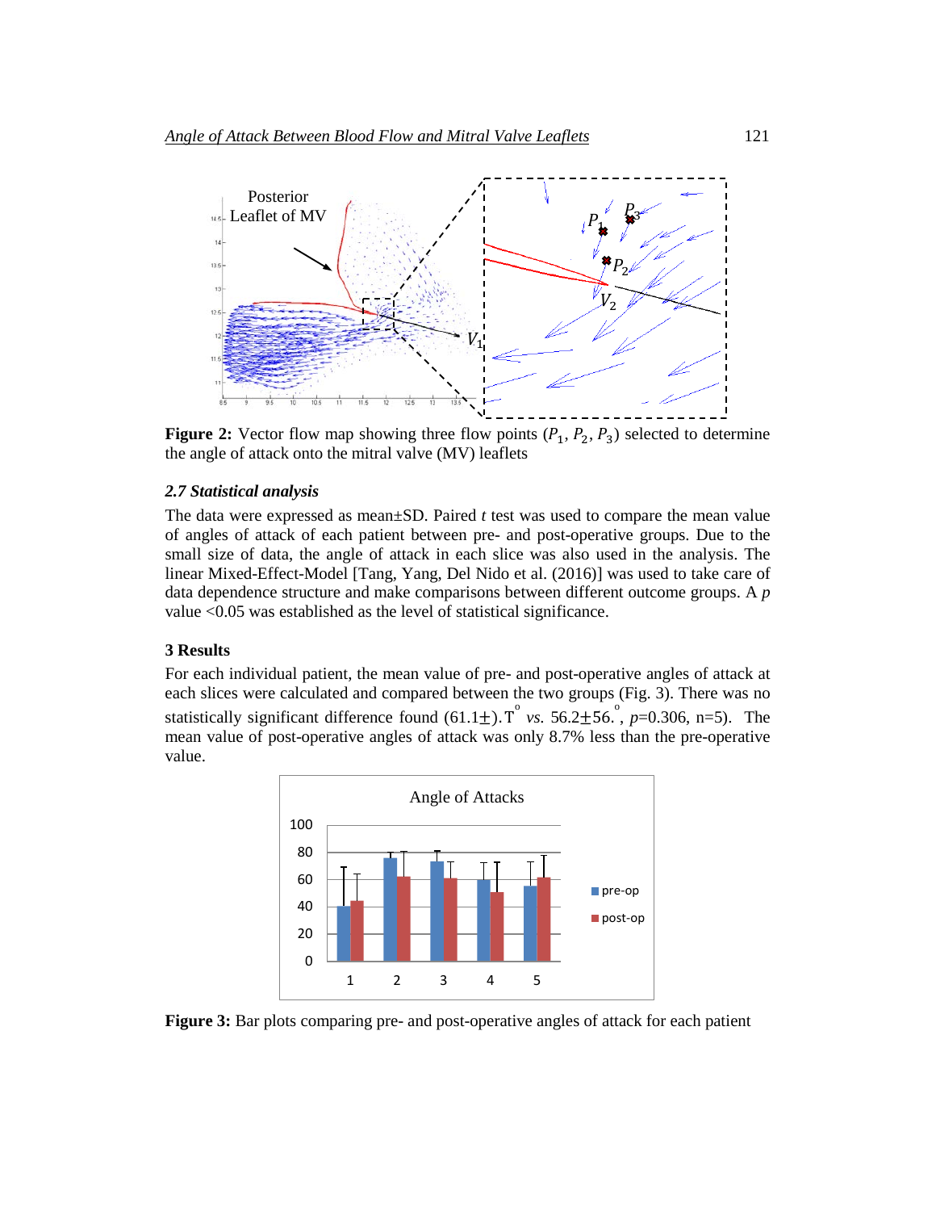**Figure 2:** Vector flow map showing three flow points ($P_1$, $P_2$, $P_3$) selected to determine the angle of attack onto the mitral valve (MV) leaflets

### 2.7 Statistical analysis

The data were expressed as mean±SD. Paired *t* test was used to compare the mean value of angles of attack of each patient between pre- and post-operative groups. Due to the small size of data, the angle of attack in each slice was also used in the analysis. The linear Mixed-Effect-Model [Tang, Yang, Del Nido et al. (2016)] was used to take care of data dependence structure and make comparisons between different outcome groups. A *p* value <0.05 was established as the level of statistical significance.

## 3 Results

For each individual patient, the mean value of pre- and post-operative angles of attack at each slices were calculated and compared between the two groups (Fig. 3). There was no statistically significant difference found (61.1±).T$^{o}$ *vs.* 56.2±56.$^{o}$, *p*=0.306, n=5). The mean value of post-operative angles of attack was only 8.7% less than the pre-operative value.

**Figure 3:** Bar plots comparing pre- and post-operative angles of attack for each patient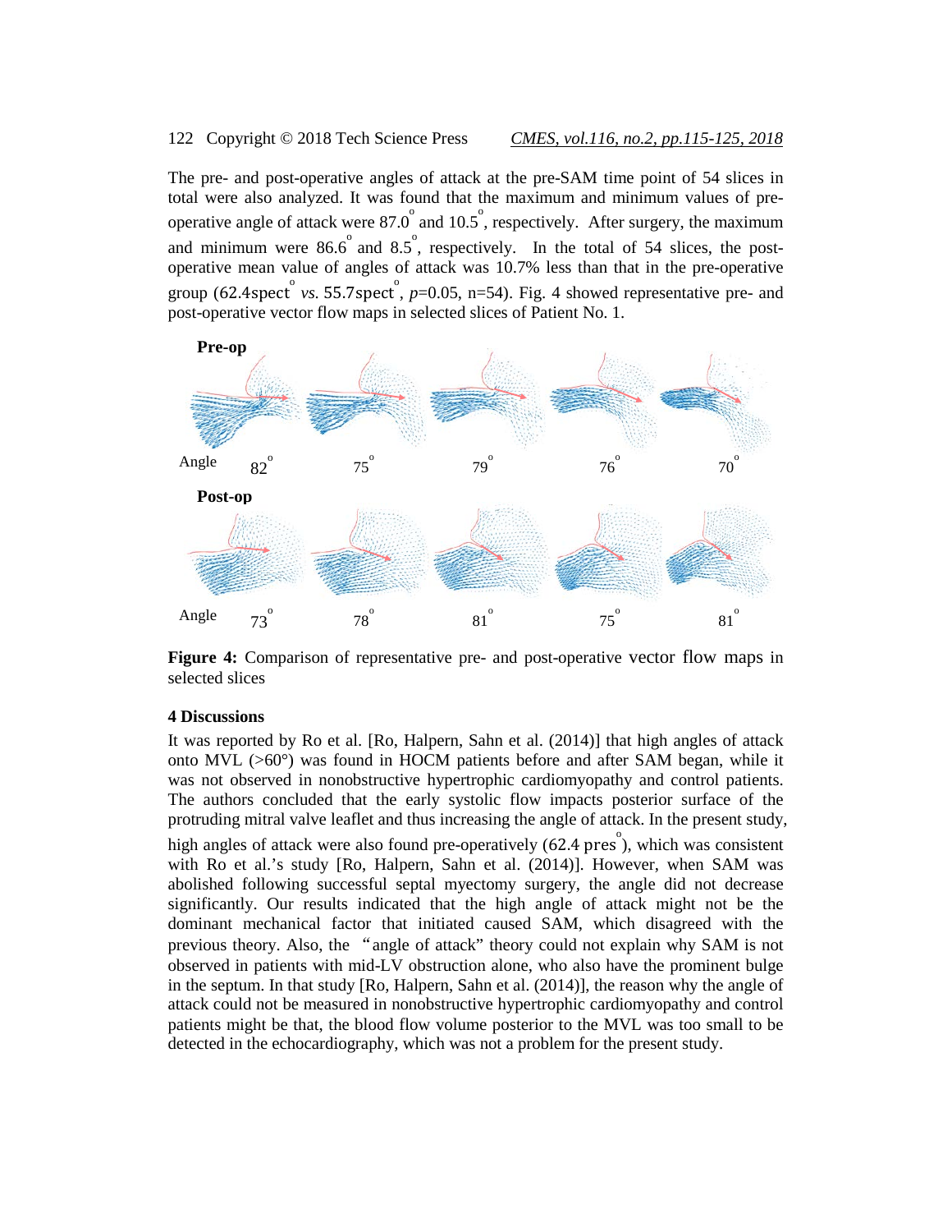The pre- and post-operative angles of attack at the pre-SAM time point of 54 slices in total were also analyzed. It was found that the maximum and minimum values of pre-operative angle of attack were 87.0° and 10.5°, respectively. After surgery, the maximum and minimum were 86.6° and 8.5°, respectively. In the total of 54 slices, the post-operative mean value of angles of attack was 10.7% less than that in the pre-operative group (62.4spect° *vs.* 55.7spect°, $p$=0.05, n=54). Fig. 4 showed representative pre- and post-operative vector flow maps in selected slices of Patient No. 1.

**Figure 4:** Comparison of representative pre- and post-operative vector flow maps in selected slices

## 4 Discussions

It was reported by Ro et al. [Ro, Halpern, Sahn et al. (2014)] that high angles of attack onto MVL (>60°) was found in HOCM patients before and after SAM began, while it was not observed in nonobstructive hypertrophic cardiomyopathy and control patients. The authors concluded that the early systolic flow impacts posterior surface of the protruding mitral valve leaflet and thus increasing the angle of attack. In the present study, high angles of attack were also found pre-operatively (62.4 pres°), which was consistent with Ro et al.'s study [Ro, Halpern, Sahn et al. (2014)]. However, when SAM was abolished following successful septal myectomy surgery, the angle did not decrease significantly. Our results indicated that the high angle of attack might not be the dominant mechanical factor that initiated caused SAM, which disagreed with the previous theory. Also, the "angle of attack" theory could not explain why SAM is not observed in patients with mid-LV obstruction alone, who also have the prominent bulge in the septum. In that study [Ro, Halpern, Sahn et al. (2014)], the reason why the angle of attack could not be measured in nonobstructive hypertrophic cardiomyopathy and control patients might be that, the blood flow volume posterior to the MVL was too small to be detected in the echocardiography, which was not a problem for the present study.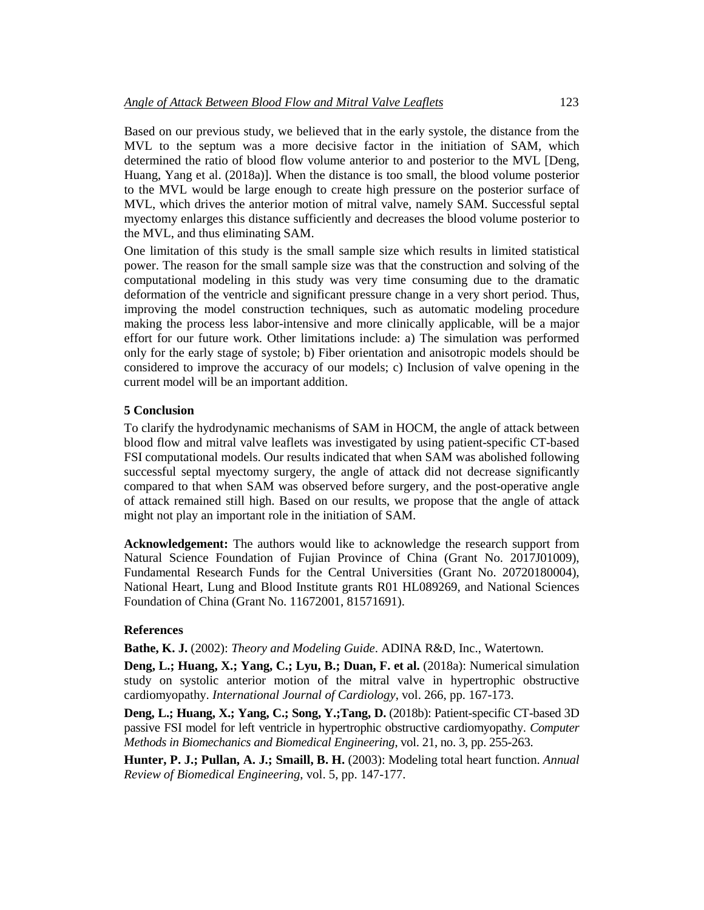Based on our previous study, we believed that in the early systole, the distance from the MVL to the septum was a more decisive factor in the initiation of SAM, which determined the ratio of blood flow volume anterior to and posterior to the MVL [Deng, Huang, Yang et al. (2018a)]. When the distance is too small, the blood volume posterior to the MVL would be large enough to create high pressure on the posterior surface of MVL, which drives the anterior motion of mitral valve, namely SAM. Successful septal myectomy enlarges this distance sufficiently and decreases the blood volume posterior to the MVL, and thus eliminating SAM.

One limitation of this study is the small sample size which results in limited statistical power. The reason for the small sample size was that the construction and solving of the computational modeling in this study was very time consuming due to the dramatic deformation of the ventricle and significant pressure change in a very short period. Thus, improving the model construction techniques, such as automatic modeling procedure making the process less labor-intensive and more clinically applicable, will be a major effort for our future work. Other limitations include: a) The simulation was performed only for the early stage of systole; b) Fiber orientation and anisotropic models should be considered to improve the accuracy of our models; c) Inclusion of valve opening in the current model will be an important addition.

## 5 Conclusion

To clarify the hydrodynamic mechanisms of SAM in HOCM, the angle of attack between blood flow and mitral valve leaflets was investigated by using patient-specific CT-based FSI computational models. Our results indicated that when SAM was abolished following successful septal myectomy surgery, the angle of attack did not decrease significantly compared to that when SAM was observed before surgery, and the post-operative angle of attack remained still high. Based on our results, we propose that the angle of attack might not play an important role in the initiation of SAM.

**Acknowledgement:** The authors would like to acknowledge the research support from Natural Science Foundation of Fujian Province of China (Grant No. 2017J01009), Fundamental Research Funds for the Central Universities (Grant No. 20720180004), National Heart, Lung and Blood Institute grants R01 HL089269, and National Sciences Foundation of China (Grant No. 11672001, 81571691).

## References

**Bathe, K. J.** (2002): *Theory and Modeling Guide*. ADINA R&D, Inc., Watertown.

**Deng, L.; Huang, X.; Yang, C.; Lyu, B.; Duan, F. et al.** (2018a): Numerical simulation study on systolic anterior motion of the mitral valve in hypertrophic obstructive cardiomyopathy. *International Journal of Cardiology*, vol. 266, pp. 167-173.

**Deng, L.; Huang, X.; Yang, C.; Song, Y.;Tang, D.** (2018b): Patient-specific CT-based 3D passive FSI model for left ventricle in hypertrophic obstructive cardiomyopathy. *Computer Methods in Biomechanics and Biomedical Engineering*, vol. 21, no. 3, pp. 255-263.

**Hunter, P. J.; Pullan, A. J.; Smaill, B. H.** (2003): Modeling total heart function. *Annual Review of Biomedical Engineering*, vol. 5, pp. 147-177.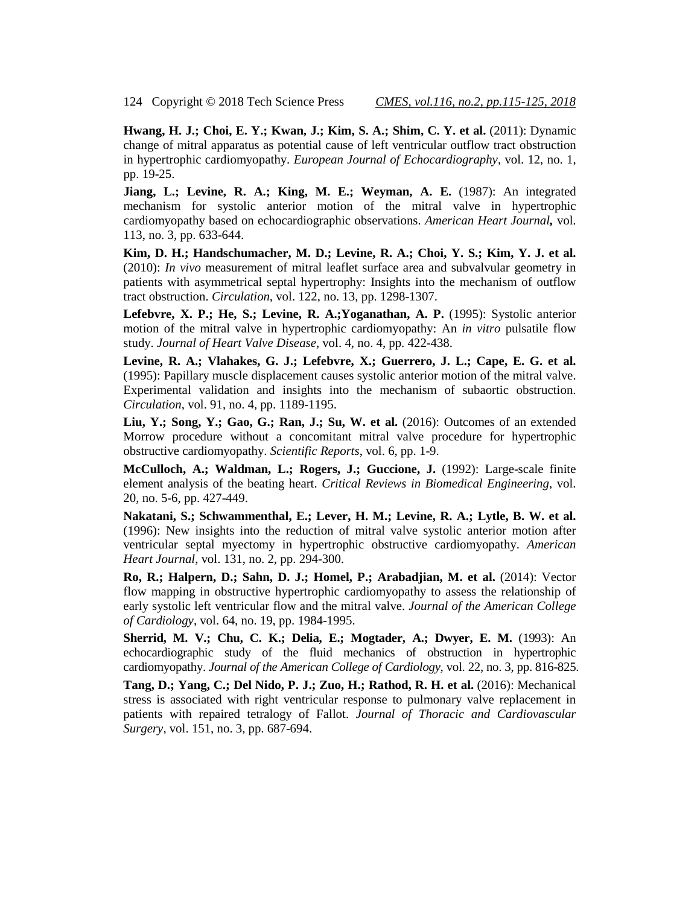**Hwang, H. J.; Choi, E. Y.; Kwan, J.; Kim, S. A.; Shim, C. Y. et al.** (2011): Dynamic change of mitral apparatus as potential cause of left ventricular outflow tract obstruction in hypertrophic cardiomyopathy. *European Journal of Echocardiography*, vol. 12, no. 1, pp. 19-25.

**Jiang, L.; Levine, R. A.; King, M. E.; Weyman, A. E.** (1987): An integrated mechanism for systolic anterior motion of the mitral valve in hypertrophic cardiomyopathy based on echocardiographic observations. *American Heart Journal***,** vol. 113, no. 3, pp. 633-644.

**Kim, D. H.; Handschumacher, M. D.; Levine, R. A.; Choi, Y. S.; Kim, Y. J. et al.** (2010): *In vivo* measurement of mitral leaflet surface area and subvalvular geometry in patients with asymmetrical septal hypertrophy: Insights into the mechanism of outflow tract obstruction. *Circulation*, vol. 122, no. 13, pp. 1298-1307.

**Lefebvre, X. P.; He, S.; Levine, R. A.;Yoganathan, A. P.** (1995): Systolic anterior motion of the mitral valve in hypertrophic cardiomyopathy: An *in vitro* pulsatile flow study. *Journal of Heart Valve Disease*, vol. 4, no. 4, pp. 422-438.

**Levine, R. A.; Vlahakes, G. J.; Lefebvre, X.; Guerrero, J. L.; Cape, E. G. et al.** (1995): Papillary muscle displacement causes systolic anterior motion of the mitral valve. Experimental validation and insights into the mechanism of subaortic obstruction. *Circulation*, vol. 91, no. 4, pp. 1189-1195.

**Liu, Y.; Song, Y.; Gao, G.; Ran, J.; Su, W. et al.** (2016): Outcomes of an extended Morrow procedure without a concomitant mitral valve procedure for hypertrophic obstructive cardiomyopathy. *Scientific Reports*, vol. 6, pp. 1-9.

**McCulloch, A.; Waldman, L.; Rogers, J.; Guccione, J.** (1992): Large-scale finite element analysis of the beating heart. *Critical Reviews in Biomedical Engineering*, vol. 20, no. 5-6, pp. 427-449.

**Nakatani, S.; Schwammenthal, E.; Lever, H. M.; Levine, R. A.; Lytle, B. W. et al.** (1996): New insights into the reduction of mitral valve systolic anterior motion after ventricular septal myectomy in hypertrophic obstructive cardiomyopathy. *American Heart Journal*, vol. 131, no. 2, pp. 294-300.

**Ro, R.; Halpern, D.; Sahn, D. J.; Homel, P.; Arabadjian, M. et al.** (2014): Vector flow mapping in obstructive hypertrophic cardiomyopathy to assess the relationship of early systolic left ventricular flow and the mitral valve. *Journal of the American College of Cardiology*, vol. 64, no. 19, pp. 1984-1995.

**Sherrid, M. V.; Chu, C. K.; Delia, E.; Mogtader, A.; Dwyer, E. M.** (1993): An echocardiographic study of the fluid mechanics of obstruction in hypertrophic cardiomyopathy. *Journal of the American College of Cardiology*, vol. 22, no. 3, pp. 816-825.

**Tang, D.; Yang, C.; Del Nido, P. J.; Zuo, H.; Rathod, R. H. et al.** (2016): Mechanical stress is associated with right ventricular response to pulmonary valve replacement in patients with repaired tetralogy of Fallot. *Journal of Thoracic and Cardiovascular Surgery*, vol. 151, no. 3, pp. 687-694.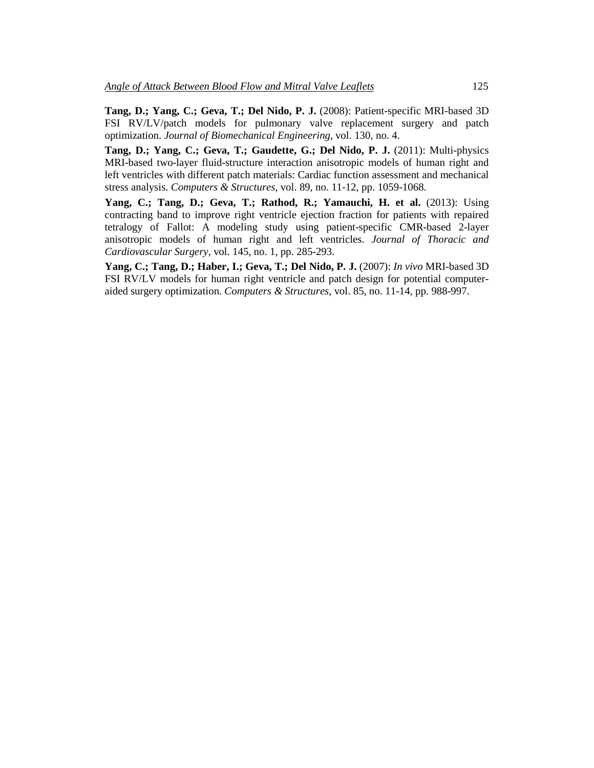**Tang, D.; Yang, C.; Geva, T.; Del Nido, P. J.** (2008): Patient-specific MRI-based 3D FSI RV/LV/patch models for pulmonary valve replacement surgery and patch optimization. *Journal of Biomechanical Engineering*, vol. 130, no. 4.

**Tang, D.; Yang, C.; Geva, T.; Gaudette, G.; Del Nido, P. J.** (2011): Multi-physics MRI-based two-layer fluid-structure interaction anisotropic models of human right and left ventricles with different patch materials: Cardiac function assessment and mechanical stress analysis. *Computers & Structures*, vol. 89, no. 11-12, pp. 1059-1068.

**Yang, C.; Tang, D.; Geva, T.; Rathod, R.; Yamauchi, H. et al.** (2013): Using contracting band to improve right ventricle ejection fraction for patients with repaired tetralogy of Fallot: A modeling study using patient-specific CMR-based 2-layer anisotropic models of human right and left ventricles. *Journal of Thoracic and Cardiovascular Surgery*, vol. 145, no. 1, pp. 285-293.

**Yang, C.; Tang, D.; Haber, I.; Geva, T.; Del Nido, P. J.** (2007): *In vivo* MRI-based 3D FSI RV/LV models for human right ventricle and patch design for potential computer-aided surgery optimization. *Computers & Structures*, vol. 85, no. 11-14, pp. 988-997.